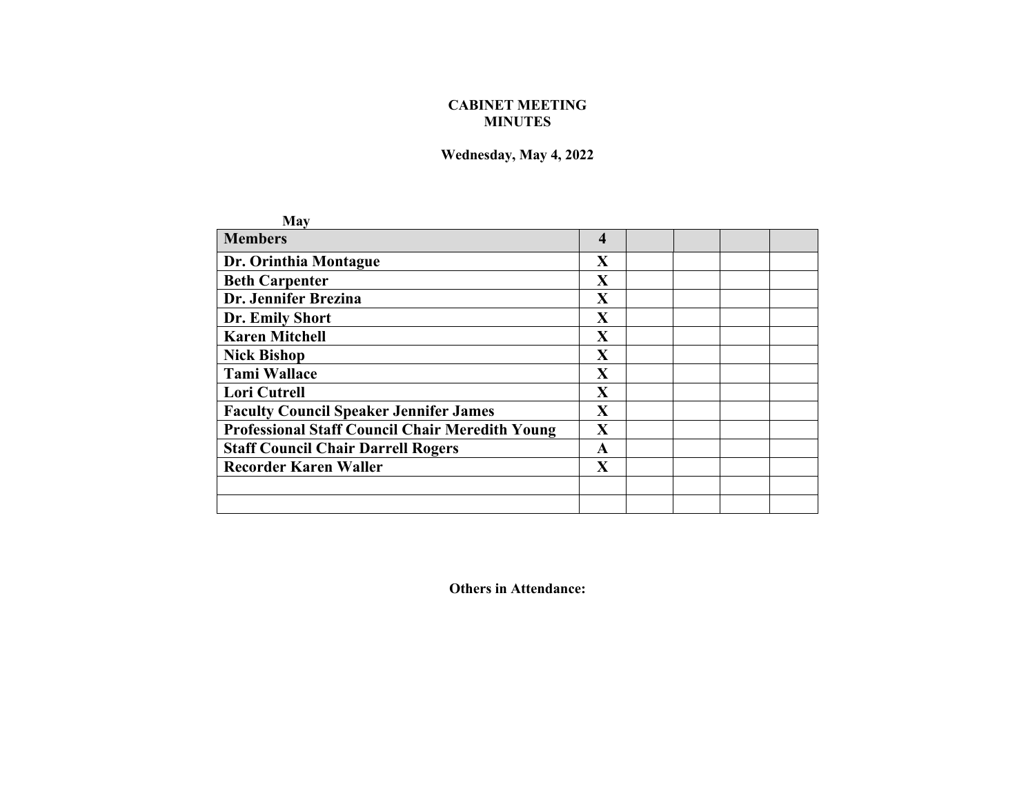**CABINET MEETING**
**MINUTES**

**Wednesday, May 4, 2022**

**May**

| **Members** | **4** | | | | |
|---|---|---|---|---|---|
| **Dr. Orinthia Montague** | **X** | | | | |
| **Beth Carpenter** | **X** | | | | |
| **Dr. Jennifer Brezina** | **X** | | | | |
| **Dr. Emily Short** | **X** | | | | |
| **Karen Mitchell** | **X** | | | | |
| **Nick Bishop** | **X** | | | | |
| **Tami Wallace** | **X** | | | | |
| **Lori Cutrell** | **X** | | | | |
| **Faculty Council Speaker Jennifer James** | **X** | | | | |
| **Professional Staff Council Chair Meredith Young** | **X** | | | | |
| **Staff Council Chair Darrell Rogers** | **A** | | | | |
| **Recorder Karen Waller** | **X** | | | | |
| | | | | | |
| | | | | | |

**Others in Attendance:**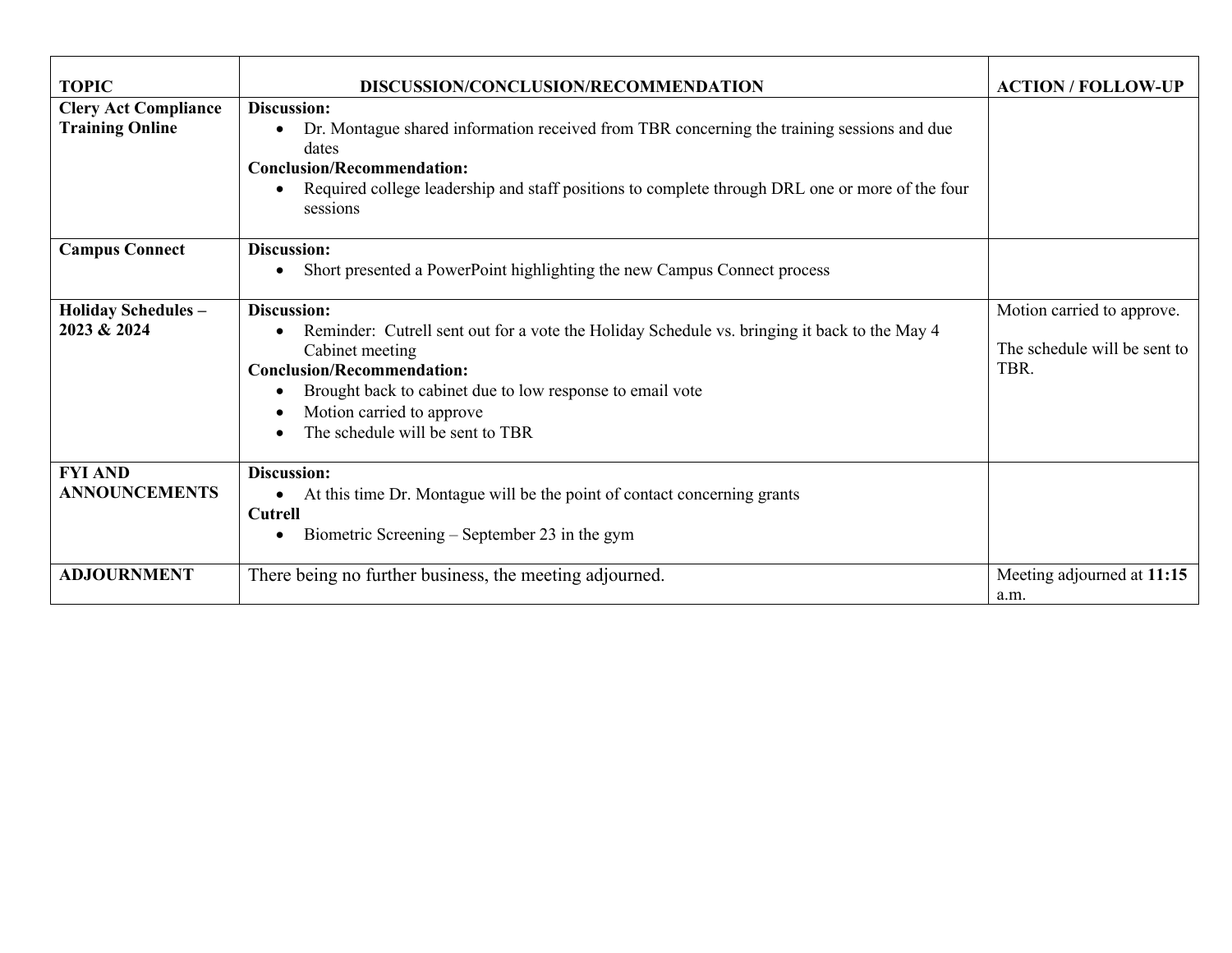| TOPIC | DISCUSSION/CONCLUSION/RECOMMENDATION | ACTION / FOLLOW-UP |
| --- | --- | --- |
| **Clery Act Compliance Training Online** | **Discussion:**<br>• Dr. Montague shared information received from TBR concerning the training sessions and due dates<br>**Conclusion/Recommendation:**<br>• Required college leadership and staff positions to complete through DRL one or more of the four sessions | |
| **Campus Connect** | **Discussion:**<br>• Short presented a PowerPoint highlighting the new Campus Connect process | |
| **Holiday Schedules – 2023 & 2024** | **Discussion:**<br>• Reminder: Cutrell sent out for a vote the Holiday Schedule vs. bringing it back to the May 4 Cabinet meeting<br>**Conclusion/Recommendation:**<br>• Brought back to cabinet due to low response to email vote<br>• Motion carried to approve<br>• The schedule will be sent to TBR | Motion carried to approve.<br><br>The schedule will be sent to TBR. |
| **FYI AND ANNOUNCEMENTS** | **Discussion:**<br>• At this time Dr. Montague will be the point of contact concerning grants<br>**Cutrell**<br>• Biometric Screening – September 23 in the gym | |
| **ADJOURNMENT** | There being no further business, the meeting adjourned. | Meeting adjourned at **11:15** a.m. |